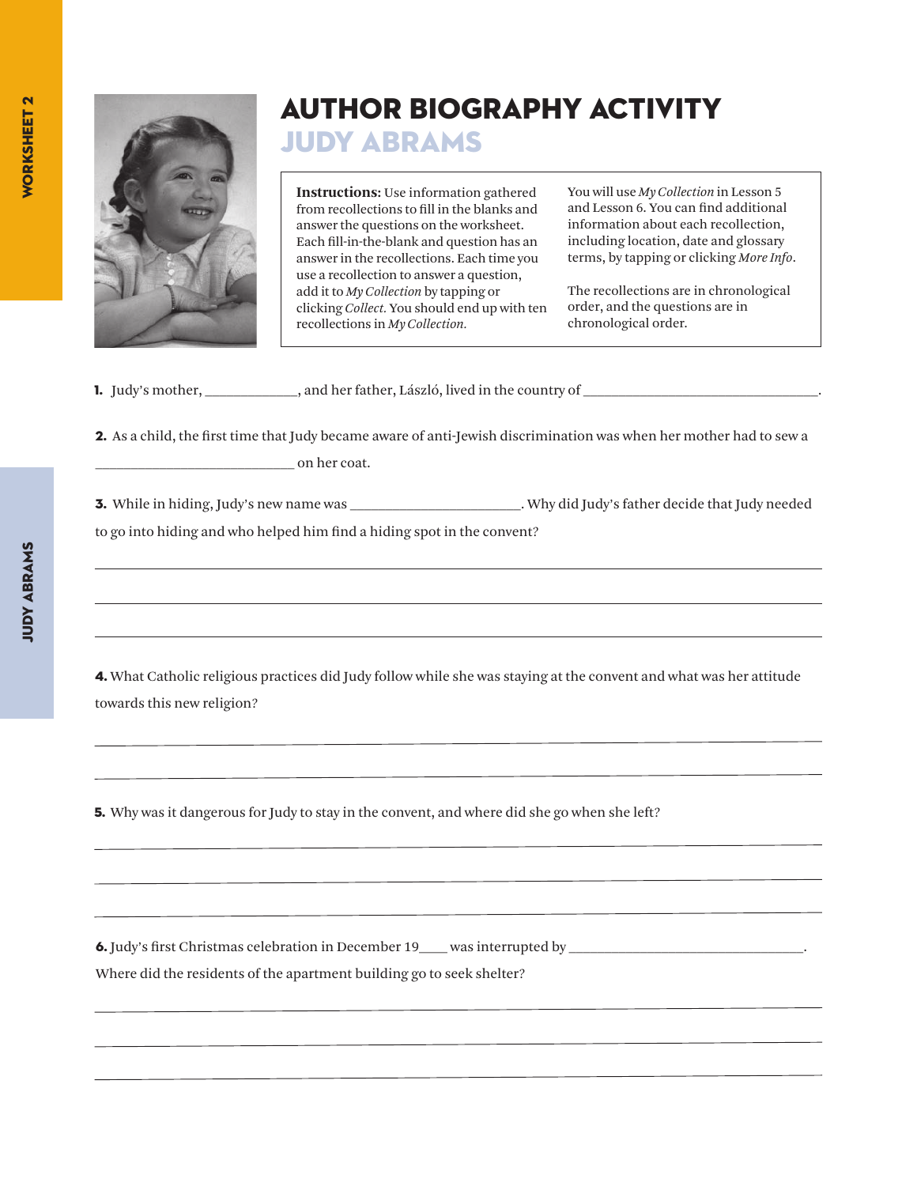# AUTHOR BIOGRAPHY ACTIVITY
## JUDY ABRAMS

**Instructions:** Use information gathered from recollections to fill in the blanks and answer the questions on the worksheet. Each fill-in-the-blank and question has an answer in the recollections. Each time you use a recollection to answer a question, add it to *My Collection* by tapping or clicking *Collect*. You should end up with ten recollections in *My Collection*.

You will use *My Collection* in Lesson 5 and Lesson 6. You can find additional information about each recollection, including location, date and glossary terms, by tapping or clicking *More Info*.

The recollections are in chronological order, and the questions are in chronological order.

**1.** Judy's mother, ____________, and her father, László, lived in the country of ________________________________.

**2.** As a child, the first time that Judy became aware of anti-Jewish discrimination was when her mother had to sew a ___________________________ on her coat.

**3.** While in hiding, Judy's new name was ______________________. Why did Judy's father decide that Judy needed to go into hiding and who helped him find a hiding spot in the convent?

______________________________________________________________________

______________________________________________________________________

______________________________________________________________________

**4.** What Catholic religious practices did Judy follow while she was staying at the convent and what was her attitude towards this new religion?

______________________________________________________________________

______________________________________________________________________

**5.** Why was it dangerous for Judy to stay in the convent, and where did she go when she left?

______________________________________________________________________

______________________________________________________________________

______________________________________________________________________

**6.** Judy's first Christmas celebration in December 19____ was interrupted by ________________________________. Where did the residents of the apartment building go to seek shelter?

______________________________________________________________________

______________________________________________________________________

______________________________________________________________________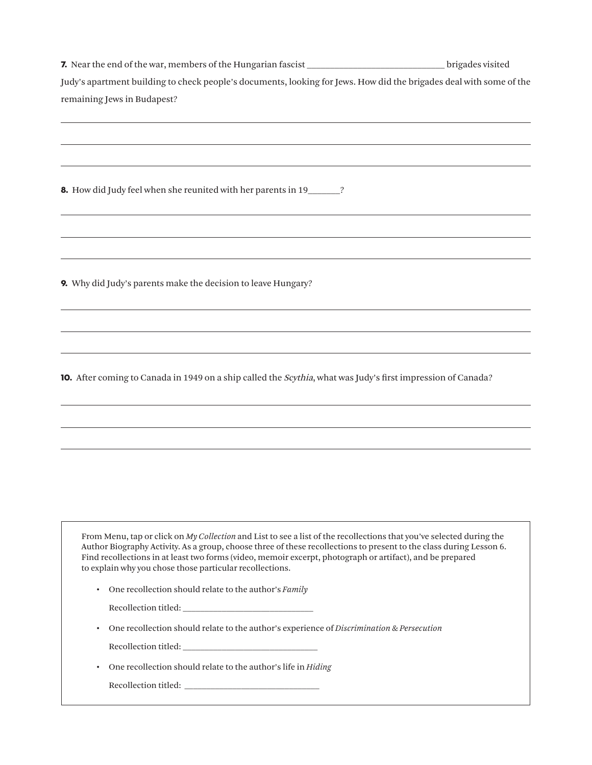**7.** Near the end of the war, members of the Hungarian fascist ______________________________ brigades visited Judy's apartment building to check people's documents, looking for Jews. How did the brigades deal with some of the remaining Jews in Budapest?

______________________________________________________________________________

______________________________________________________________________________

______________________________________________________________________________

**8.** How did Judy feel when she reunited with her parents in 19_______?

______________________________________________________________________________

______________________________________________________________________________

______________________________________________________________________________

**9.** Why did Judy's parents make the decision to leave Hungary?

______________________________________________________________________________

______________________________________________________________________________

______________________________________________________________________________

**10.** After coming to Canada in 1949 on a ship called the *Scythia*, what was Judy's first impression of Canada?

______________________________________________________________________________

______________________________________________________________________________

______________________________________________________________________________

From Menu, tap or click on *My Collection* and List to see a list of the recollections that you've selected during the Author Biography Activity. As a group, choose three of these recollections to present to the class during Lesson 6. Find recollections in at least two forms (video, memoir excerpt, photograph or artifact), and be prepared to explain why you chose those particular recollections.

- One recollection should relate to the author's *Family*

  Recollection titled: ______________________________

- One recollection should relate to the author's experience of *Discrimination & Persecution*

  Recollection titled: ______________________________

- One recollection should relate to the author's life in *Hiding*

  Recollection titled: ______________________________